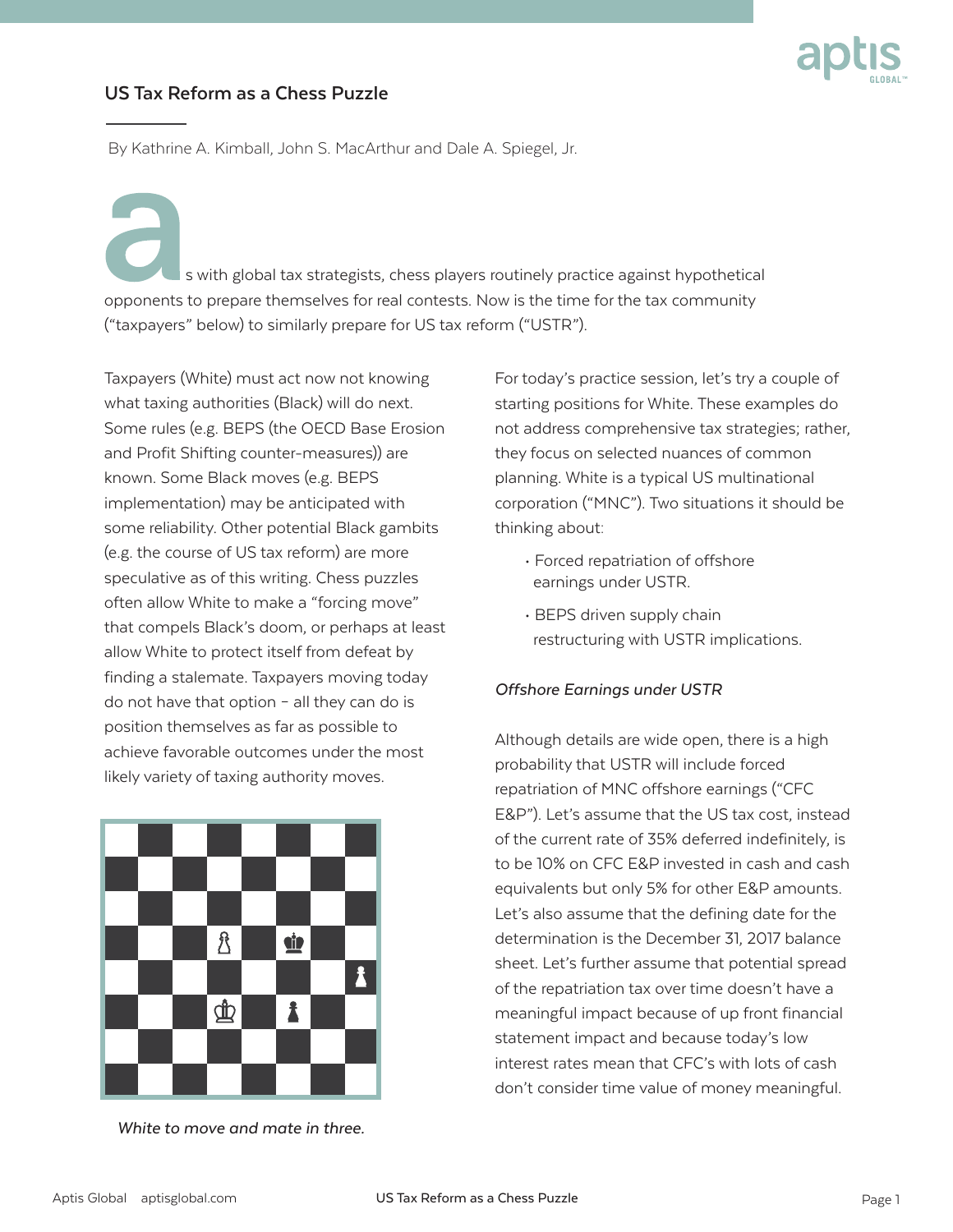# US Tax Reform as a Chess Puzzle

By Kathrine A. Kimball, John S. MacArthur and Dale A. Spiegel, Jr.

As with global tax strategists, chess players routinely practice against hypothetical opponents to prepare themselves for real contests. Now is the time for the tax community ("taxpayers" below) to similarly prepare for US tax reform ("USTR").

Taxpayers (White) must act now not knowing what taxing authorities (Black) will do next. Some rules (e.g. BEPS (the OECD Base Erosion and Profit Shifting counter-measures)) are known. Some Black moves (e.g. BEPS implementation) may be anticipated with some reliability. Other potential Black gambits (e.g. the course of US tax reform) are more speculative as of this writing. Chess puzzles often allow White to make a "forcing move" that compels Black's doom, or perhaps at least allow White to protect itself from defeat by finding a stalemate. Taxpayers moving today do not have that option – all they can do is position themselves as far as possible to achieve favorable outcomes under the most likely variety of taxing authority moves.

*White to move and mate in three.*

For today's practice session, let's try a couple of starting positions for White. These examples do not address comprehensive tax strategies; rather, they focus on selected nuances of common planning. White is a typical US multinational corporation ("MNC"). Two situations it should be thinking about:

- Forced repatriation of offshore earnings under USTR.
- BEPS driven supply chain restructuring with USTR implications.

*Offshore Earnings under USTR*

Although details are wide open, there is a high probability that USTR will include forced repatriation of MNC offshore earnings ("CFC E&P"). Let's assume that the US tax cost, instead of the current rate of 35% deferred indefinitely, is to be 10% on CFC E&P invested in cash and cash equivalents but only 5% for other E&P amounts. Let's also assume that the defining date for the determination is the December 31, 2017 balance sheet. Let's further assume that potential spread of the repatriation tax over time doesn't have a meaningful impact because of up front financial statement impact and because today's low interest rates mean that CFC's with lots of cash don't consider time value of money meaningful.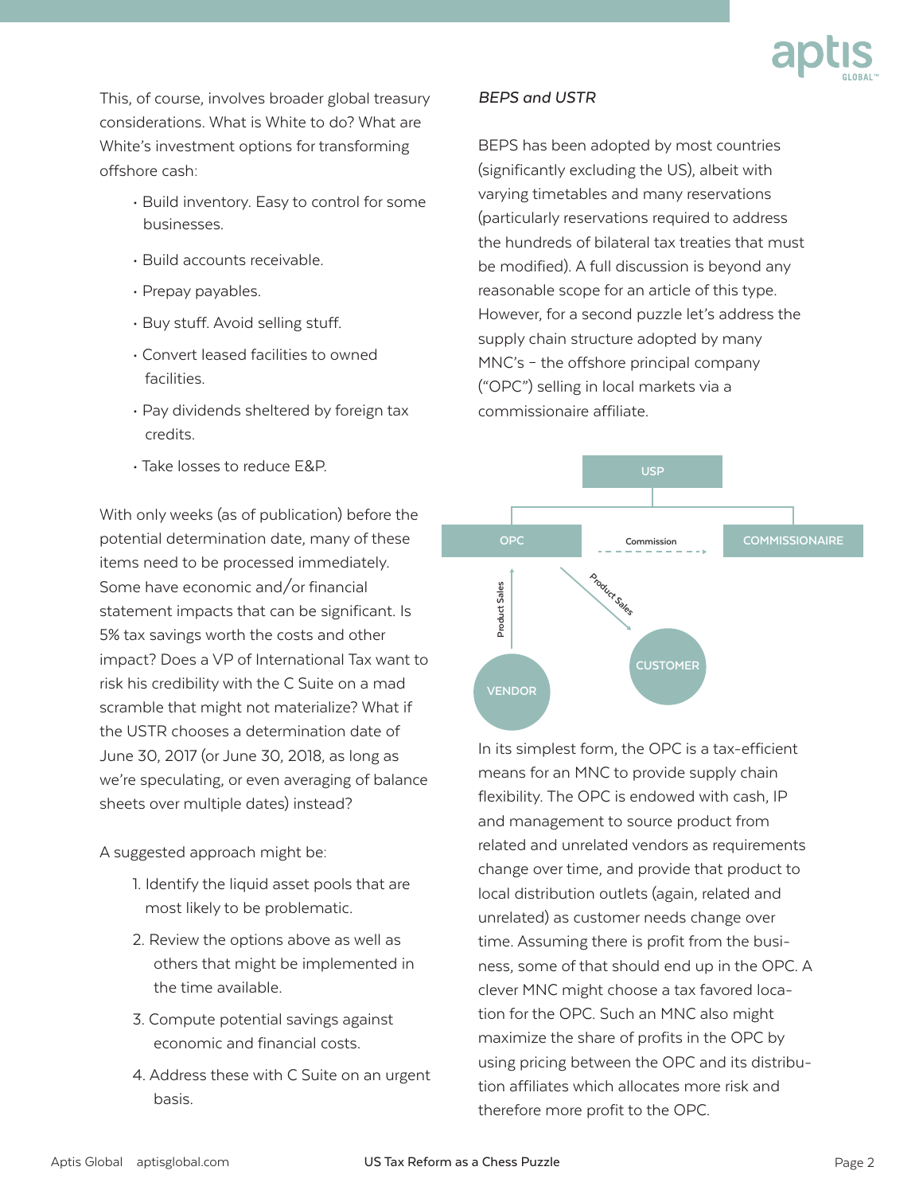This, of course, involves broader global treasury considerations. What is White to do? What are White's investment options for transforming offshore cash:

- Build inventory. Easy to control for some businesses.
- Build accounts receivable.
- Prepay payables.
- Buy stuff. Avoid selling stuff.
- Convert leased facilities to owned facilities.
- Pay dividends sheltered by foreign tax credits.
- Take losses to reduce E&P.

With only weeks (as of publication) before the potential determination date, many of these items need to be processed immediately. Some have economic and/or financial statement impacts that can be significant. Is 5% tax savings worth the costs and other impact? Does a VP of International Tax want to risk his credibility with the C Suite on a mad scramble that might not materialize? What if the USTR chooses a determination date of June 30, 2017 (or June 30, 2018, as long as we're speculating, or even averaging of balance sheets over multiple dates) instead?

A suggested approach might be:

1. Identify the liquid asset pools that are most likely to be problematic.
2. Review the options above as well as others that might be implemented in the time available.
3. Compute potential savings against economic and financial costs.
4. Address these with C Suite on an urgent basis.

*BEPS and USTR*

BEPS has been adopted by most countries (significantly excluding the US), albeit with varying timetables and many reservations (particularly reservations required to address the hundreds of bilateral tax treaties that must be modified). A full discussion is beyond any reasonable scope for an article of this type. However, for a second puzzle let's address the supply chain structure adopted by many MNC's – the offshore principal company ("OPC") selling in local markets via a commissionaire affiliate.

USP

OPC — Commission — COMMISSIONAIRE

VENDOR — Product Sales → OPC

OPC — Product Sales → CUSTOMER

In its simplest form, the OPC is a tax-efficient means for an MNC to provide supply chain flexibility. The OPC is endowed with cash, IP and management to source product from related and unrelated vendors as requirements change over time, and provide that product to local distribution outlets (again, related and unrelated) as customer needs change over time. Assuming there is profit from the business, some of that should end up in the OPC. A clever MNC might choose a tax favored location for the OPC. Such an MNC also might maximize the share of profits in the OPC by using pricing between the OPC and its distribution affiliates which allocates more risk and therefore more profit to the OPC.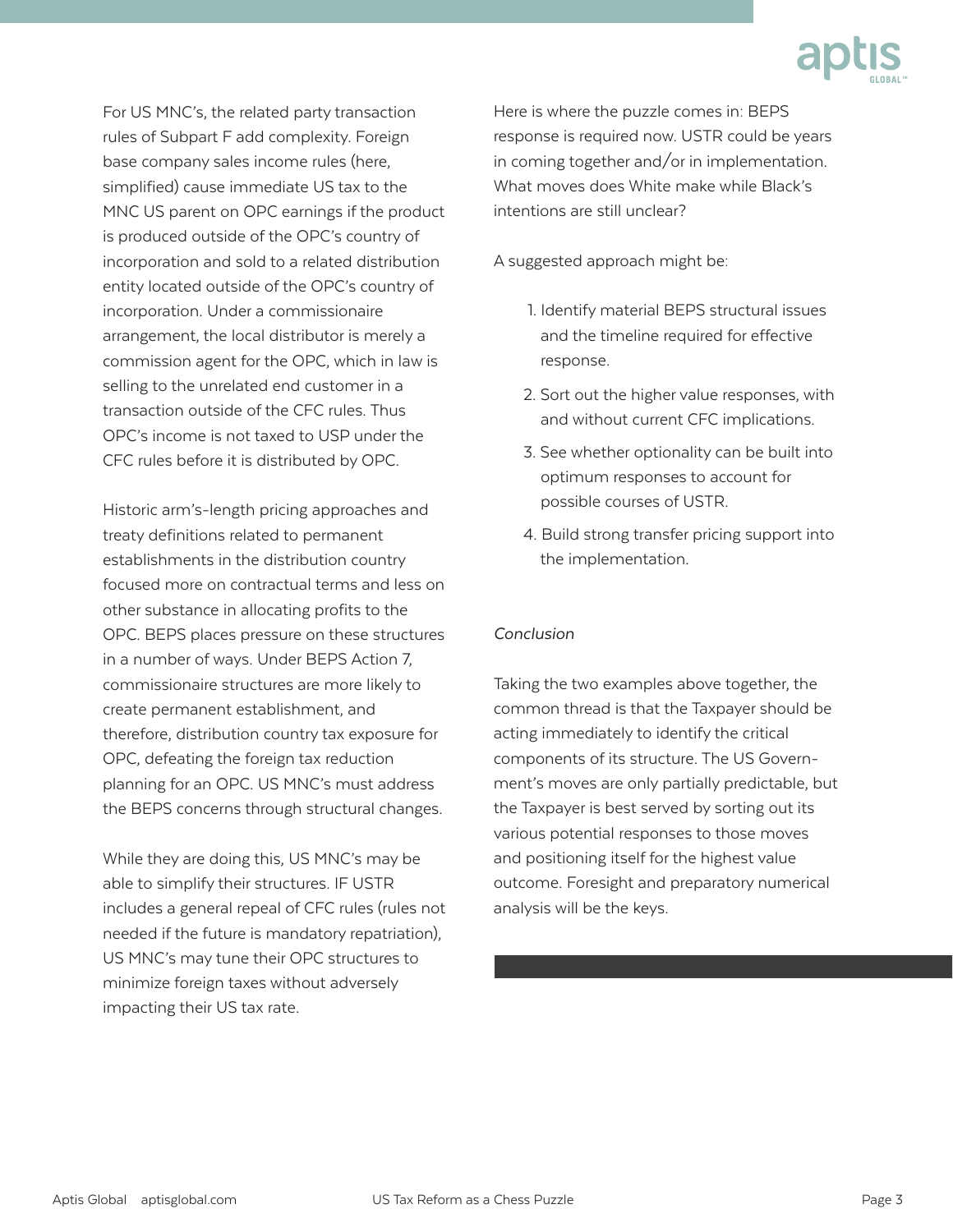For US MNC's, the related party transaction rules of Subpart F add complexity. Foreign base company sales income rules (here, simplified) cause immediate US tax to the MNC US parent on OPC earnings if the product is produced outside of the OPC's country of incorporation and sold to a related distribution entity located outside of the OPC's country of incorporation. Under a commissionaire arrangement, the local distributor is merely a commission agent for the OPC, which in law is selling to the unrelated end customer in a transaction outside of the CFC rules. Thus OPC's income is not taxed to USP under the CFC rules before it is distributed by OPC.

Historic arm's-length pricing approaches and treaty definitions related to permanent establishments in the distribution country focused more on contractual terms and less on other substance in allocating profits to the OPC. BEPS places pressure on these structures in a number of ways. Under BEPS Action 7, commissionaire structures are more likely to create permanent establishment, and therefore, distribution country tax exposure for OPC, defeating the foreign tax reduction planning for an OPC. US MNC's must address the BEPS concerns through structural changes.

While they are doing this, US MNC's may be able to simplify their structures. IF USTR includes a general repeal of CFC rules (rules not needed if the future is mandatory repatriation), US MNC's may tune their OPC structures to minimize foreign taxes without adversely impacting their US tax rate.

Here is where the puzzle comes in: BEPS response is required now. USTR could be years in coming together and/or in implementation. What moves does White make while Black's intentions are still unclear?

A suggested approach might be:

1. Identify material BEPS structural issues and the timeline required for effective response.
2. Sort out the higher value responses, with and without current CFC implications.
3. See whether optionality can be built into optimum responses to account for possible courses of USTR.
4. Build strong transfer pricing support into the implementation.

*Conclusion*

Taking the two examples above together, the common thread is that the Taxpayer should be acting immediately to identify the critical components of its structure. The US Government's moves are only partially predictable, but the Taxpayer is best served by sorting out its various potential responses to those moves and positioning itself for the highest value outcome. Foresight and preparatory numerical analysis will be the keys.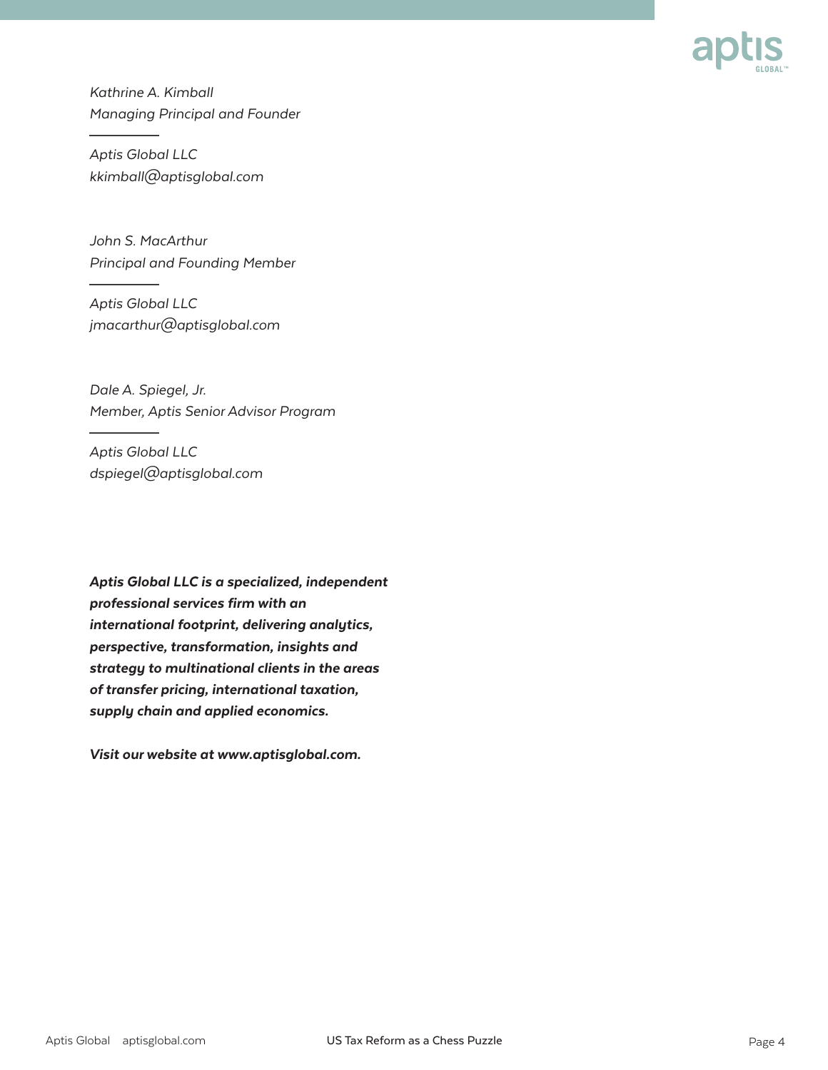*Kathrine A. Kimball*
*Managing Principal and Founder*

---

*Aptis Global LLC*
*kkimball@aptisglobal.com*

*John S. MacArthur*
*Principal and Founding Member*

---

*Aptis Global LLC*
*jmacarthur@aptisglobal.com*

*Dale A. Spiegel, Jr.*
*Member, Aptis Senior Advisor Program*

---

*Aptis Global LLC*
*dspiegel@aptisglobal.com*

***Aptis Global LLC is a specialized, independent professional services firm with an international footprint, delivering analytics, perspective, transformation, insights and strategy to multinational clients in the areas of transfer pricing, international taxation, supply chain and applied economics.***

***Visit our website at www.aptisglobal.com.***